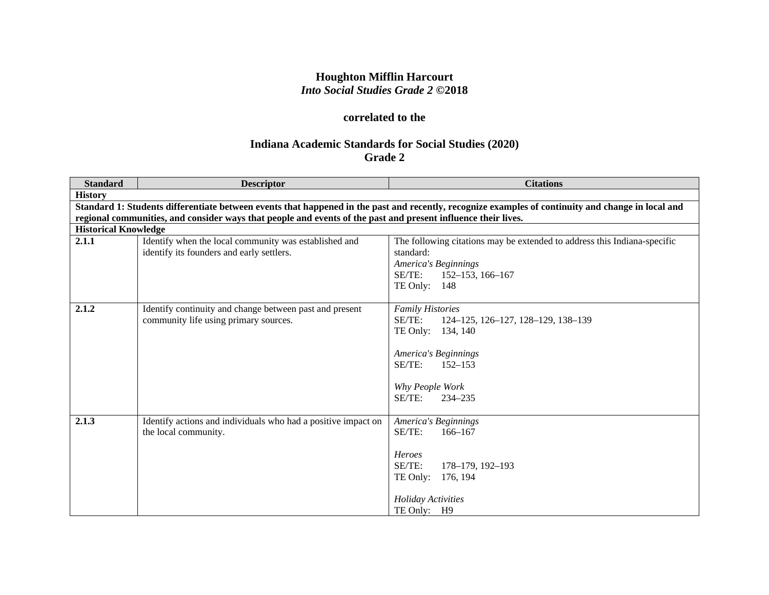# Houghton Mifflin Harcourt
## *Into Social Studies Grade 2* ©2018

### correlated to the

### Indiana Academic Standards for Social Studies (2020)
### Grade 2

| Standard | Descriptor | Citations |
|---|---|---|
| **History** | | |
| **Standard 1: Students differentiate between events that happened in the past and recently, recognize examples of continuity and change in local and regional communities, and consider ways that people and events of the past and present influence their lives.** | | |
| **Historical Knowledge** | | |
| **2.1.1** | Identify when the local community was established and identify its founders and early settlers. | The following citations may be extended to address this Indiana-specific standard:<br>*America's Beginnings*<br>SE/TE: 152–153, 166–167<br>TE Only: 148 |
| **2.1.2** | Identify continuity and change between past and present community life using primary sources. | *Family Histories*<br>SE/TE: 124–125, 126–127, 128–129, 138–139<br>TE Only: 134, 140<br><br>*America's Beginnings*<br>SE/TE: 152–153<br><br>*Why People Work*<br>SE/TE: 234–235 |
| **2.1.3** | Identify actions and individuals who had a positive impact on the local community. | *America's Beginnings*<br>SE/TE: 166–167<br><br>*Heroes*<br>SE/TE: 178–179, 192–193<br>TE Only: 176, 194<br><br>*Holiday Activities*<br>TE Only: H9 |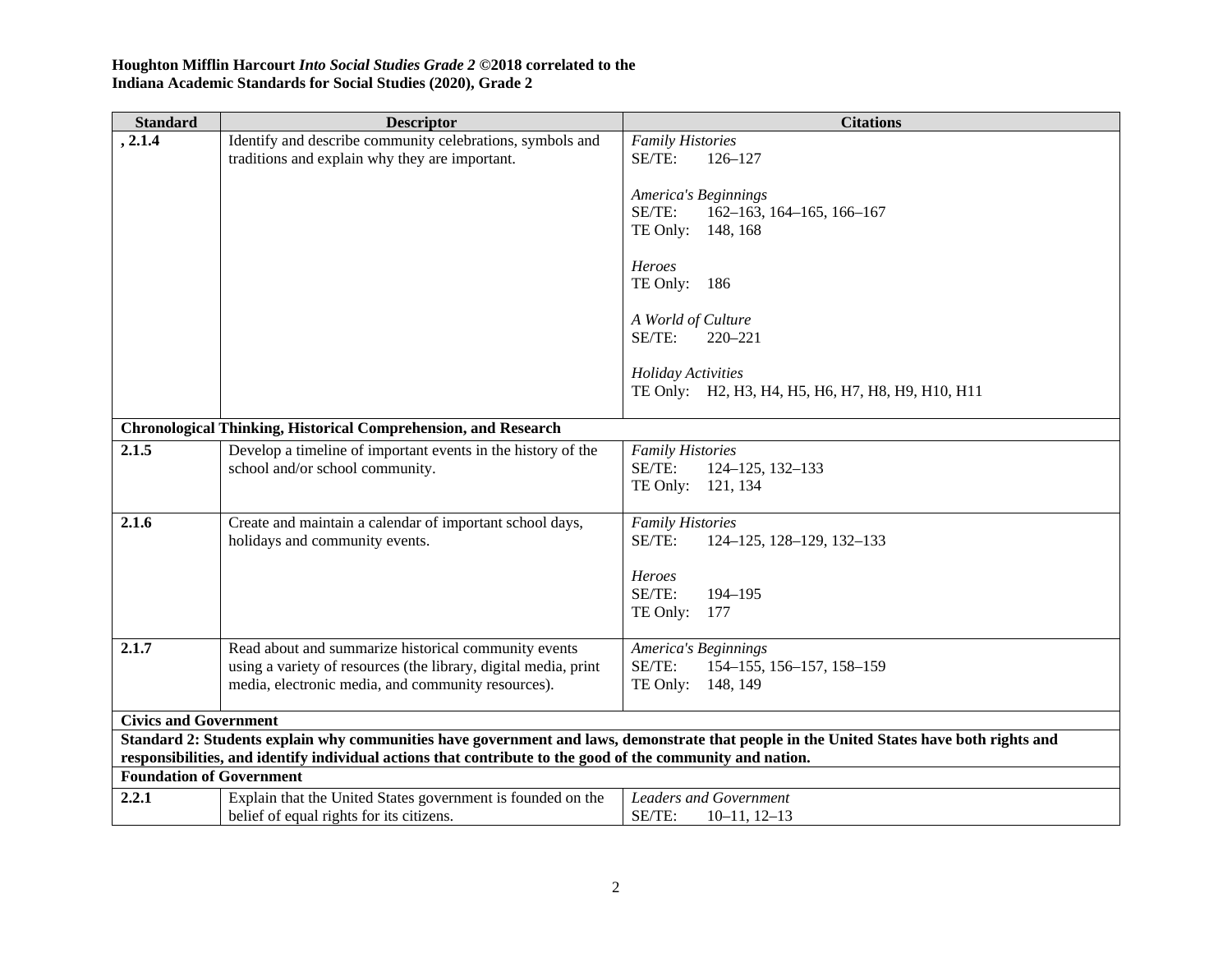**Houghton Mifflin Harcourt *Into Social Studies Grade 2* ©2018 correlated to the Indiana Academic Standards for Social Studies (2020), Grade 2**

| Standard | Descriptor | Citations |
|---|---|---|
| , 2.1.4 | Identify and describe community celebrations, symbols and traditions and explain why they are important. | *Family Histories*<br>SE/TE: 126–127<br><br>*America's Beginnings*<br>SE/TE: 162–163, 164–165, 166–167<br>TE Only: 148, 168<br><br>*Heroes*<br>TE Only: 186<br><br>*A World of Culture*<br>SE/TE: 220–221<br><br>*Holiday Activities*<br>TE Only: H2, H3, H4, H5, H6, H7, H8, H9, H10, H11 |
| **Chronological Thinking, Historical Comprehension, and Research** | | |
| 2.1.5 | Develop a timeline of important events in the history of the school and/or school community. | *Family Histories*<br>SE/TE: 124–125, 132–133<br>TE Only: 121, 134 |
| 2.1.6 | Create and maintain a calendar of important school days, holidays and community events. | *Family Histories*<br>SE/TE: 124–125, 128–129, 132–133<br><br>*Heroes*<br>SE/TE: 194–195<br>TE Only: 177 |
| 2.1.7 | Read about and summarize historical community events using a variety of resources (the library, digital media, print media, electronic media, and community resources). | *America's Beginnings*<br>SE/TE: 154–155, 156–157, 158–159<br>TE Only: 148, 149 |
| **Civics and Government** | | |
| **Standard 2: Students explain why communities have government and laws, demonstrate that people in the United States have both rights and responsibilities, and identify individual actions that contribute to the good of the community and nation.** | | |
| **Foundation of Government** | | |
| 2.2.1 | Explain that the United States government is founded on the belief of equal rights for its citizens. | *Leaders and Government*<br>SE/TE: 10–11, 12–13 |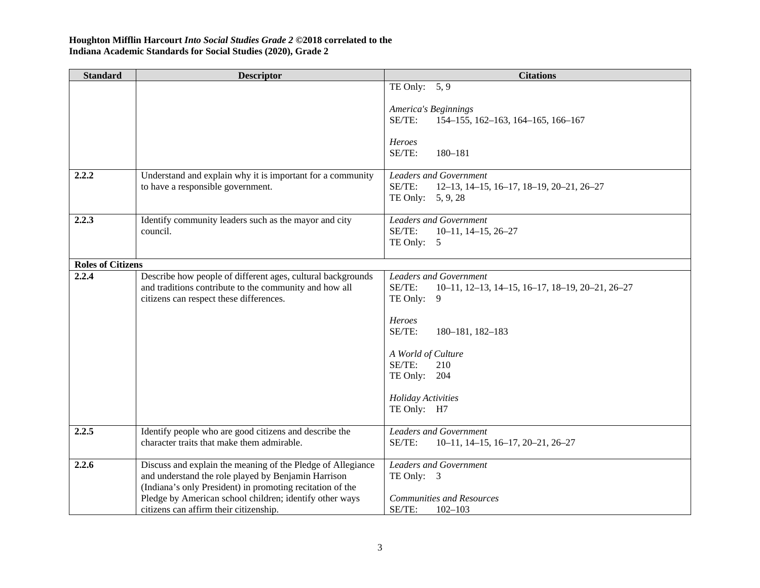**Houghton Mifflin Harcourt *Into Social Studies Grade 2* ©2018 correlated to the**
**Indiana Academic Standards for Social Studies (2020), Grade 2**

| Standard | Descriptor | Citations |
|---|---|---|
| | | TE Only: 5, 9<br><br>*America's Beginnings*<br>SE/TE: 154–155, 162–163, 164–165, 166–167<br><br>*Heroes*<br>SE/TE: 180–181 |
| **2.2.2** | Understand and explain why it is important for a community to have a responsible government. | *Leaders and Government*<br>SE/TE: 12–13, 14–15, 16–17, 18–19, 20–21, 26–27<br>TE Only: 5, 9, 28 |
| **2.2.3** | Identify community leaders such as the mayor and city council. | *Leaders and Government*<br>SE/TE: 10–11, 14–15, 26–27<br>TE Only: 5 |
| **Roles of Citizens** | | |
| **2.2.4** | Describe how people of different ages, cultural backgrounds and traditions contribute to the community and how all citizens can respect these differences. | *Leaders and Government*<br>SE/TE: 10–11, 12–13, 14–15, 16–17, 18–19, 20–21, 26–27<br>TE Only: 9<br><br>*Heroes*<br>SE/TE: 180–181, 182–183<br><br>*A World of Culture*<br>SE/TE: 210<br>TE Only: 204<br><br>*Holiday Activities*<br>TE Only: H7 |
| **2.2.5** | Identify people who are good citizens and describe the character traits that make them admirable. | *Leaders and Government*<br>SE/TE: 10–11, 14–15, 16–17, 20–21, 26–27 |
| **2.2.6** | Discuss and explain the meaning of the Pledge of Allegiance and understand the role played by Benjamin Harrison (Indiana's only President) in promoting recitation of the Pledge by American school children; identify other ways citizens can affirm their citizenship. | *Leaders and Government*<br>TE Only: 3<br><br>*Communities and Resources*<br>SE/TE: 102–103 |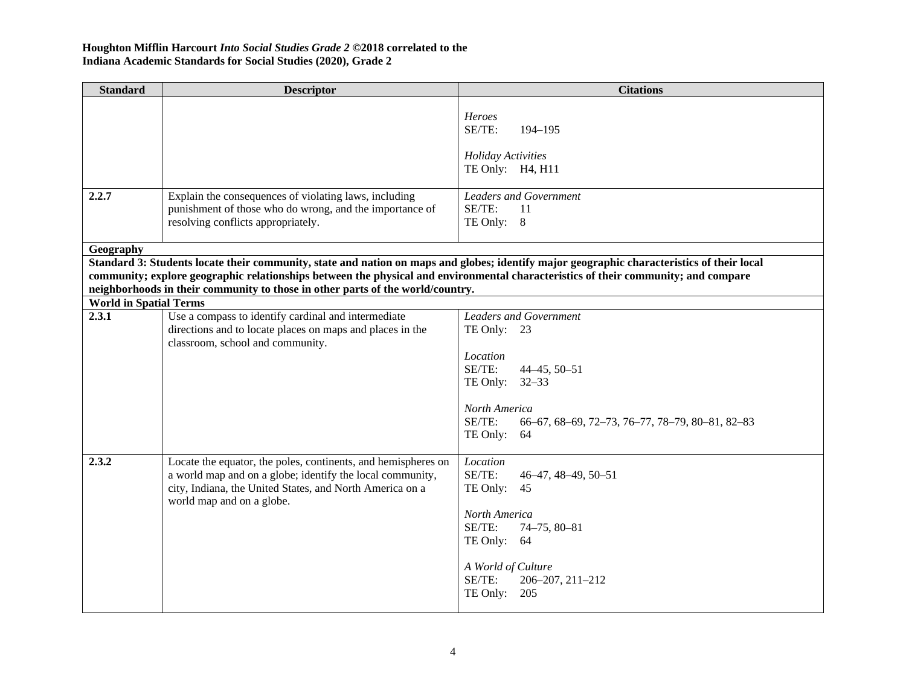**Houghton Mifflin Harcourt *Into Social Studies Grade 2* ©2018 correlated to the**
**Indiana Academic Standards for Social Studies (2020), Grade 2**

| Standard | Descriptor | Citations |
|---|---|---|
| | | *Heroes*<br>SE/TE: 194–195<br><br>*Holiday Activities*<br>TE Only: H4, H11 |
| **2.2.7** | Explain the consequences of violating laws, including punishment of those who do wrong, and the importance of resolving conflicts appropriately. | *Leaders and Government*<br>SE/TE: 11<br>TE Only: 8 |
| **Geography** | | |
| **Standard 3: Students locate their community, state and nation on maps and globes; identify major geographic characteristics of their local community; explore geographic relationships between the physical and environmental characteristics of their community; and compare neighborhoods in their community to those in other parts of the world/country.** | | |
| **World in Spatial Terms** | | |
| **2.3.1** | Use a compass to identify cardinal and intermediate directions and to locate places on maps and places in the classroom, school and community. | *Leaders and Government*<br>TE Only: 23<br><br>*Location*<br>SE/TE: 44–45, 50–51<br>TE Only: 32–33<br><br>*North America*<br>SE/TE: 66–67, 68–69, 72–73, 76–77, 78–79, 80–81, 82–83<br>TE Only: 64 |
| **2.3.2** | Locate the equator, the poles, continents, and hemispheres on a world map and on a globe; identify the local community, city, Indiana, the United States, and North America on a world map and on a globe. | *Location*<br>SE/TE: 46–47, 48–49, 50–51<br>TE Only: 45<br><br>*North America*<br>SE/TE: 74–75, 80–81<br>TE Only: 64<br><br>*A World of Culture*<br>SE/TE: 206–207, 211–212<br>TE Only: 205 |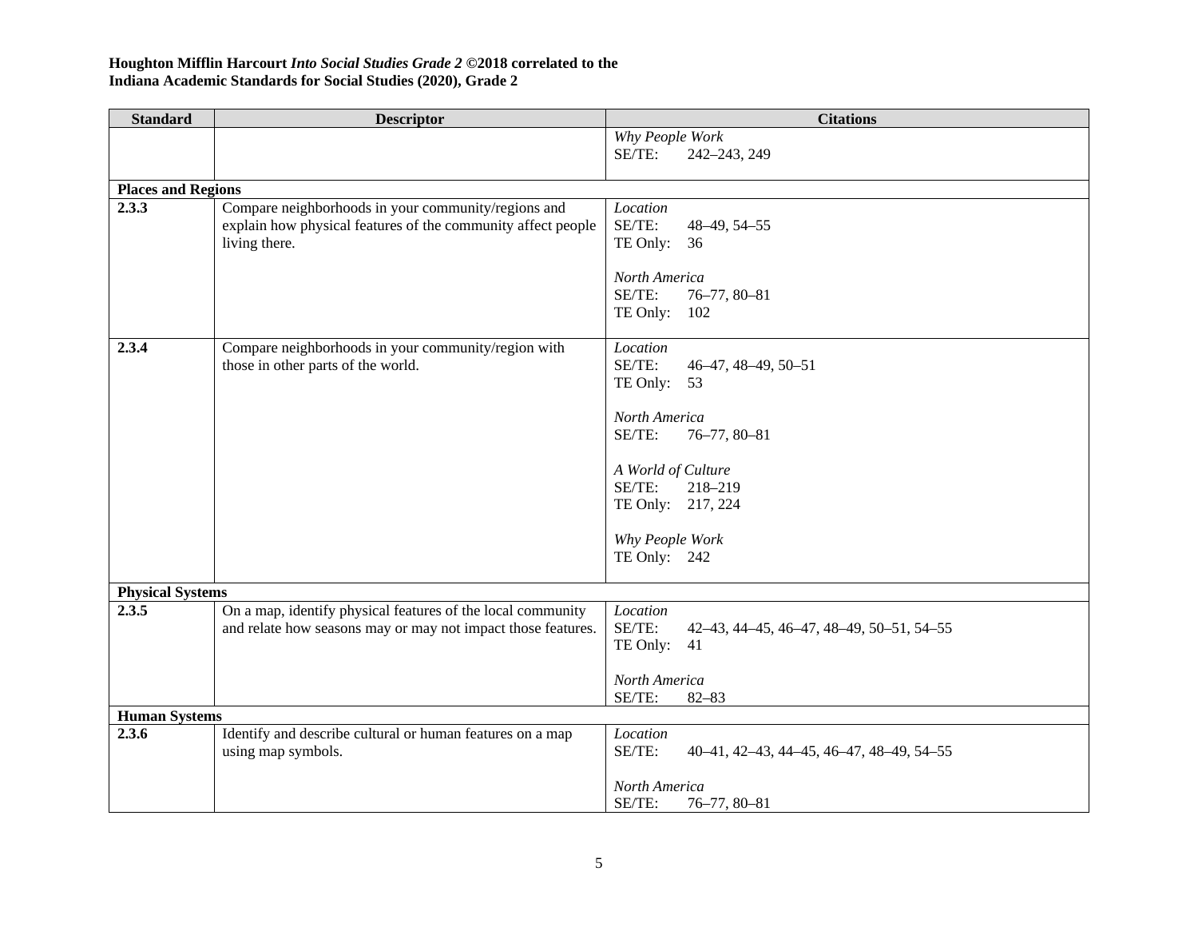**Houghton Mifflin Harcourt *Into Social Studies Grade 2* ©2018 correlated to the Indiana Academic Standards for Social Studies (2020), Grade 2**

| Standard | Descriptor | Citations |
|---|---|---|
| | | *Why People Work*<br>SE/TE: 242–243, 249 |
| **Places and Regions** | | |
| **2.3.3** | Compare neighborhoods in your community/regions and explain how physical features of the community affect people living there. | *Location*<br>SE/TE: 48–49, 54–55<br>TE Only: 36<br><br>*North America*<br>SE/TE: 76–77, 80–81<br>TE Only: 102 |
| **2.3.4** | Compare neighborhoods in your community/region with those in other parts of the world. | *Location*<br>SE/TE: 46–47, 48–49, 50–51<br>TE Only: 53<br><br>*North America*<br>SE/TE: 76–77, 80–81<br><br>*A World of Culture*<br>SE/TE: 218–219<br>TE Only: 217, 224<br><br>*Why People Work*<br>TE Only: 242 |
| **Physical Systems** | | |
| **2.3.5** | On a map, identify physical features of the local community and relate how seasons may or may not impact those features. | *Location*<br>SE/TE: 42–43, 44–45, 46–47, 48–49, 50–51, 54–55<br>TE Only: 41<br><br>*North America*<br>SE/TE: 82–83 |
| **Human Systems** | | |
| **2.3.6** | Identify and describe cultural or human features on a map using map symbols. | *Location*<br>SE/TE: 40–41, 42–43, 44–45, 46–47, 48–49, 54–55<br><br>*North America*<br>SE/TE: 76–77, 80–81 |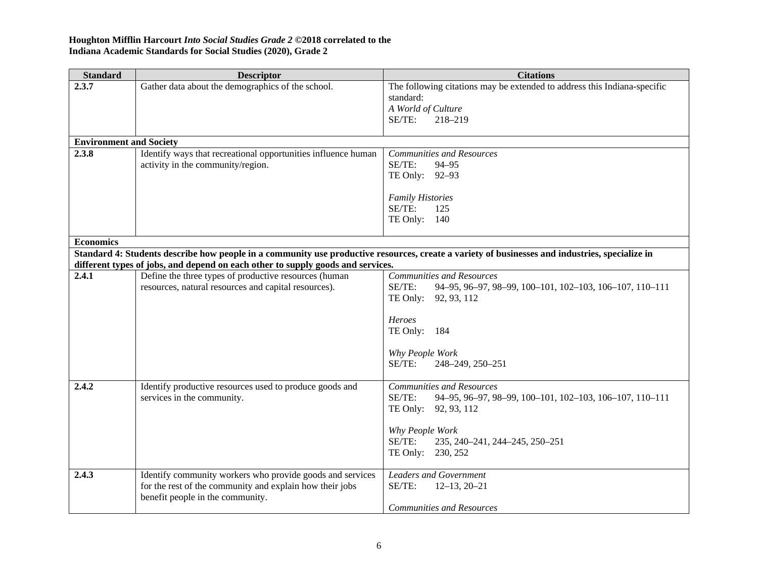**Houghton Mifflin Harcourt *Into Social Studies Grade 2* ©2018 correlated to the**
**Indiana Academic Standards for Social Studies (2020), Grade 2**

| Standard | Descriptor | Citations |
|---|---|---|
| **2.3.7** | Gather data about the demographics of the school. | The following citations may be extended to address this Indiana-specific standard:<br>*A World of Culture*<br>SE/TE: 218–219 |
| **Environment and Society** | | |
| **2.3.8** | Identify ways that recreational opportunities influence human activity in the community/region. | *Communities and Resources*<br>SE/TE: 94–95<br>TE Only: 92–93<br><br>*Family Histories*<br>SE/TE: 125<br>TE Only: 140 |
| **Economics** | | |
| **Standard 4: Students describe how people in a community use productive resources, create a variety of businesses and industries, specialize in different types of jobs, and depend on each other to supply goods and services.** | | |
| **2.4.1** | Define the three types of productive resources (human resources, natural resources and capital resources). | *Communities and Resources*<br>SE/TE: 94–95, 96–97, 98–99, 100–101, 102–103, 106–107, 110–111<br>TE Only: 92, 93, 112<br><br>*Heroes*<br>TE Only: 184<br><br>*Why People Work*<br>SE/TE: 248–249, 250–251 |
| **2.4.2** | Identify productive resources used to produce goods and services in the community. | *Communities and Resources*<br>SE/TE: 94–95, 96–97, 98–99, 100–101, 102–103, 106–107, 110–111<br>TE Only: 92, 93, 112<br><br>*Why People Work*<br>SE/TE: 235, 240–241, 244–245, 250–251<br>TE Only: 230, 252 |
| **2.4.3** | Identify community workers who provide goods and services for the rest of the community and explain how their jobs benefit people in the community. | *Leaders and Government*<br>SE/TE: 12–13, 20–21<br><br>*Communities and Resources* |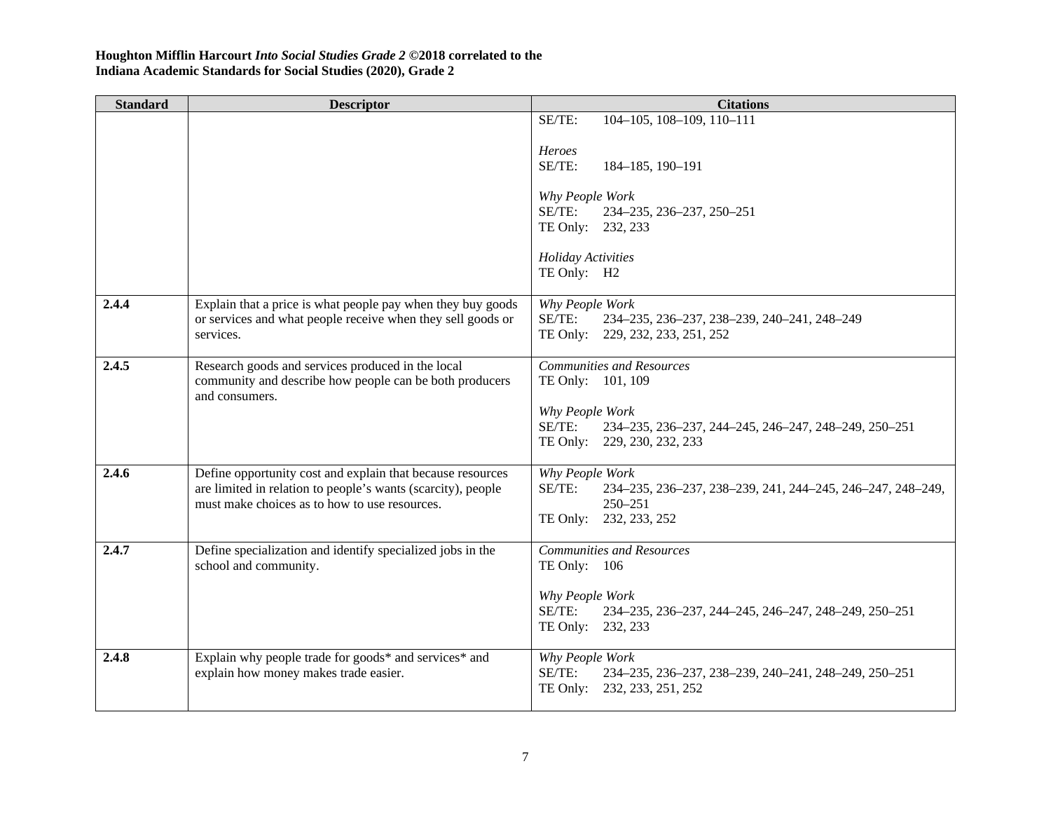**Houghton Mifflin Harcourt *Into Social Studies Grade 2* ©2018 correlated to the Indiana Academic Standards for Social Studies (2020), Grade 2**

| Standard | Descriptor | Citations |
|---|---|---|
| | | SE/TE: 104–105, 108–109, 110–111<br><br>*Heroes*<br>SE/TE: 184–185, 190–191<br><br>*Why People Work*<br>SE/TE: 234–235, 236–237, 250–251<br>TE Only: 232, 233<br><br>*Holiday Activities*<br>TE Only: H2 |
| **2.4.4** | Explain that a price is what people pay when they buy goods or services and what people receive when they sell goods or services. | *Why People Work*<br>SE/TE: 234–235, 236–237, 238–239, 240–241, 248–249<br>TE Only: 229, 232, 233, 251, 252 |
| **2.4.5** | Research goods and services produced in the local community and describe how people can be both producers and consumers. | *Communities and Resources*<br>TE Only: 101, 109<br><br>*Why People Work*<br>SE/TE: 234–235, 236–237, 244–245, 246–247, 248–249, 250–251<br>TE Only: 229, 230, 232, 233 |
| **2.4.6** | Define opportunity cost and explain that because resources are limited in relation to people's wants (scarcity), people must make choices as to how to use resources. | *Why People Work*<br>SE/TE: 234–235, 236–237, 238–239, 241, 244–245, 246–247, 248–249, 250–251<br>TE Only: 232, 233, 252 |
| **2.4.7** | Define specialization and identify specialized jobs in the school and community. | *Communities and Resources*<br>TE Only: 106<br><br>*Why People Work*<br>SE/TE: 234–235, 236–237, 244–245, 246–247, 248–249, 250–251<br>TE Only: 232, 233 |
| **2.4.8** | Explain why people trade for goods* and services* and explain how money makes trade easier. | *Why People Work*<br>SE/TE: 234–235, 236–237, 238–239, 240–241, 248–249, 250–251<br>TE Only: 232, 233, 251, 252 |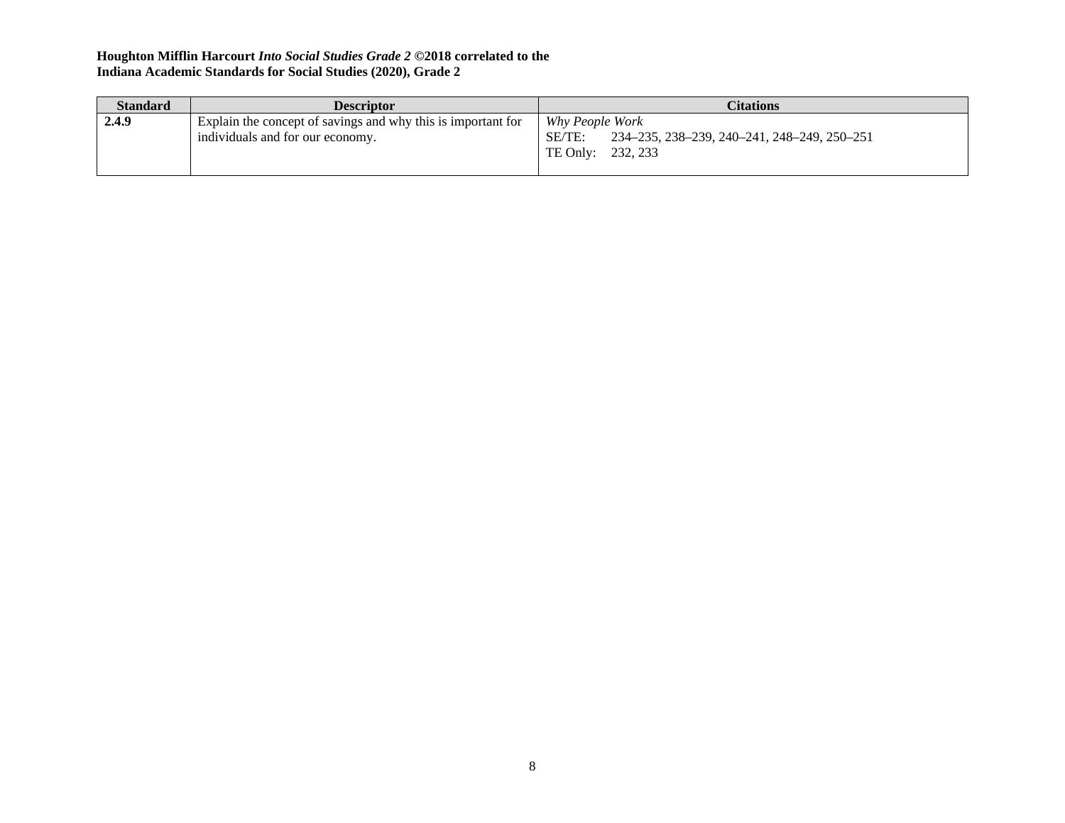**Houghton Mifflin Harcourt *Into Social Studies Grade 2* ©2018 correlated to the Indiana Academic Standards for Social Studies (2020), Grade 2**

| Standard | Descriptor | Citations |
|---|---|---|
| **2.4.9** | Explain the concept of savings and why this is important for individuals and for our economy. | *Why People Work*<br>SE/TE: 234–235, 238–239, 240–241, 248–249, 250–251<br>TE Only: 232, 233 |